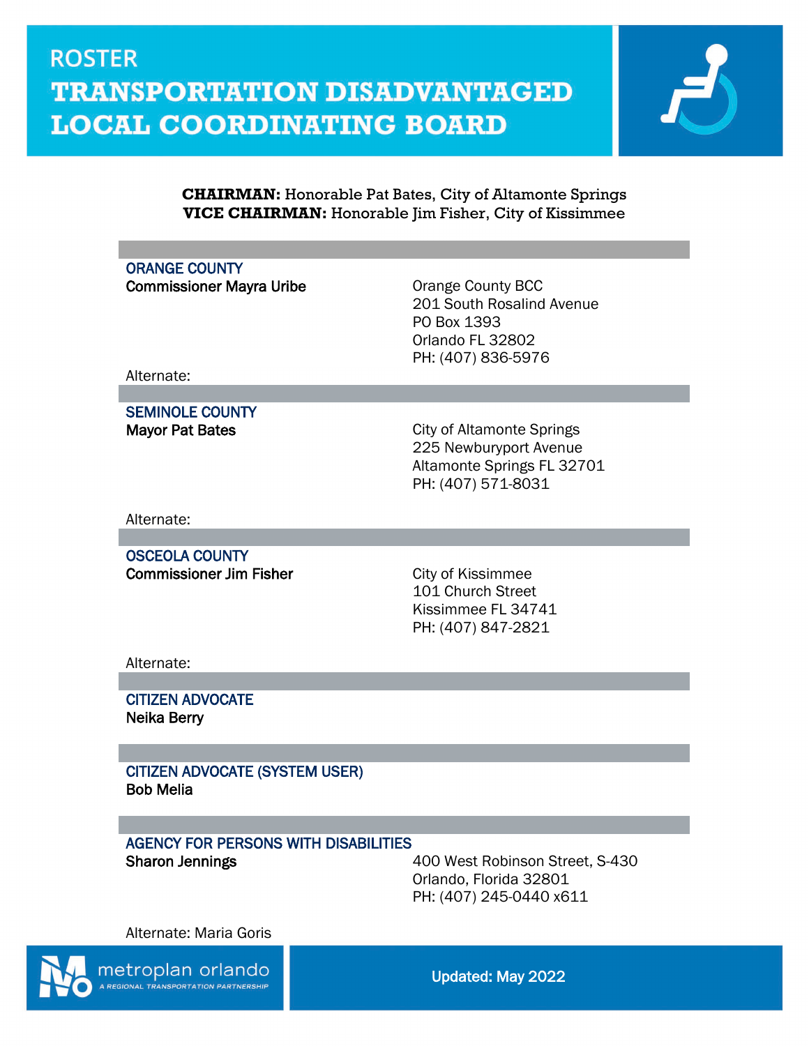# ROSTER

# TRANSPORTATION DISADVANTAGED LOCAL COORDINATING BOARD

**CHAIRMAN:** Honorable Pat Bates, City of Altamonte Springs
**VICE CHAIRMAN:** Honorable Jim Fisher, City of Kissimmee

---

### ORANGE COUNTY

**Commissioner Mayra Uribe**

Orange County BCC
201 South Rosalind Avenue
PO Box 1393
Orlando FL 32802
PH: (407) 836-5976

Alternate:

---

### SEMINOLE COUNTY

**Mayor Pat Bates**

City of Altamonte Springs
225 Newburyport Avenue
Altamonte Springs FL 32701
PH: (407) 571-8031

Alternate:

---

### OSCEOLA COUNTY

**Commissioner Jim Fisher**

City of Kissimmee
101 Church Street
Kissimmee FL 34741
PH: (407) 847-2821

Alternate:

---

### CITIZEN ADVOCATE

**Neika Berry**

---

### CITIZEN ADVOCATE (SYSTEM USER)

**Bob Melia**

---

### AGENCY FOR PERSONS WITH DISABILITIES

**Sharon Jennings**

400 West Robinson Street, S-430
Orlando, Florida 32801
PH: (407) 245-0440 x611

Alternate: Maria Goris

metroplan orlando
A REGIONAL TRANSPORTATION PARTNERSHIP

Updated: May 2022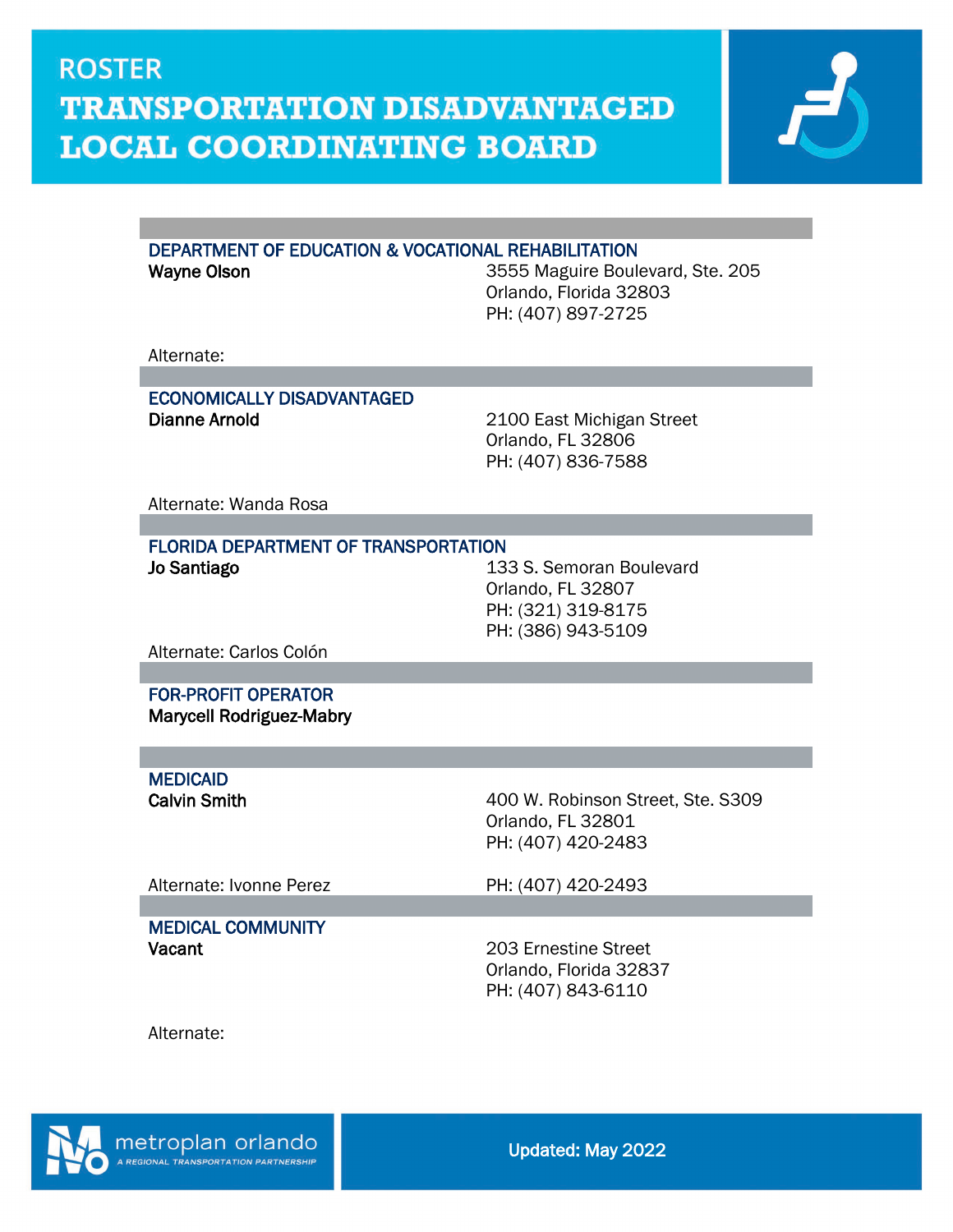# ROSTER

# TRANSPORTATION DISADVANTAGED LOCAL COORDINATING BOARD

### DEPARTMENT OF EDUCATION & VOCATIONAL REHABILITATION

**Wayne Olson**

3555 Maguire Boulevard, Ste. 205
Orlando, Florida 32803
PH: (407) 897-2725

Alternate:

### ECONOMICALLY DISADVANTAGED

**Dianne Arnold**

2100 East Michigan Street
Orlando, FL 32806
PH: (407) 836-7588

Alternate: Wanda Rosa

### FLORIDA DEPARTMENT OF TRANSPORTATION

**Jo Santiago**

133 S. Semoran Boulevard
Orlando, FL 32807
PH: (321) 319-8175
PH: (386) 943-5109

Alternate: Carlos Colón

### FOR-PROFIT OPERATOR

**Marycell Rodriguez-Mabry**

### MEDICAID

**Calvin Smith**

400 W. Robinson Street, Ste. S309
Orlando, FL 32801
PH: (407) 420-2483

Alternate: Ivonne Perez — PH: (407) 420-2493

### MEDICAL COMMUNITY

**Vacant**

203 Ernestine Street
Orlando, Florida 32837
PH: (407) 843-6110

Alternate:

metroplan orlando — A REGIONAL TRANSPORTATION PARTNERSHIP

Updated: May 2022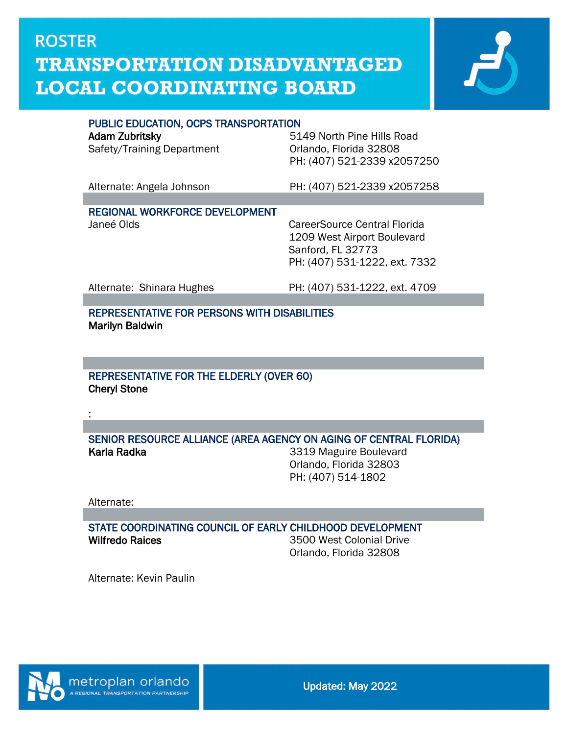# ROSTER

# TRANSPORTATION DISADVANTAGED LOCAL COORDINATING BOARD

### PUBLIC EDUCATION, OCPS TRANSPORTATION

**Adam Zubritsky**
Safety/Training Department

5149 North Pine Hills Road
Orlando, Florida 32808
PH: (407) 521-2339 x2057250

Alternate: Angela Johnson — PH: (407) 521-2339 x2057258

### REGIONAL WORKFORCE DEVELOPMENT

Janeé Olds

CareerSource Central Florida
1209 West Airport Boulevard
Sanford, FL 32773
PH: (407) 531-1222, ext. 7332

Alternate: Shinara Hughes — PH: (407) 531-1222, ext. 4709

### REPRESENTATIVE FOR PERSONS WITH DISABILITIES

**Marilyn Baldwin**

### REPRESENTATIVE FOR THE ELDERLY (OVER 60)

**Cheryl Stone**

:

### SENIOR RESOURCE ALLIANCE (AREA AGENCY ON AGING OF CENTRAL FLORIDA)

**Karla Radka**

3319 Maguire Boulevard
Orlando, Florida 32803
PH: (407) 514-1802

Alternate:

### STATE COORDINATING COUNCIL OF EARLY CHILDHOOD DEVELOPMENT

**Wilfredo Raices**

3500 West Colonial Drive
Orlando, Florida 32808

Alternate: Kevin Paulin

metroplan orlando — A REGIONAL TRANSPORTATION PARTNERSHIP

Updated: May 2022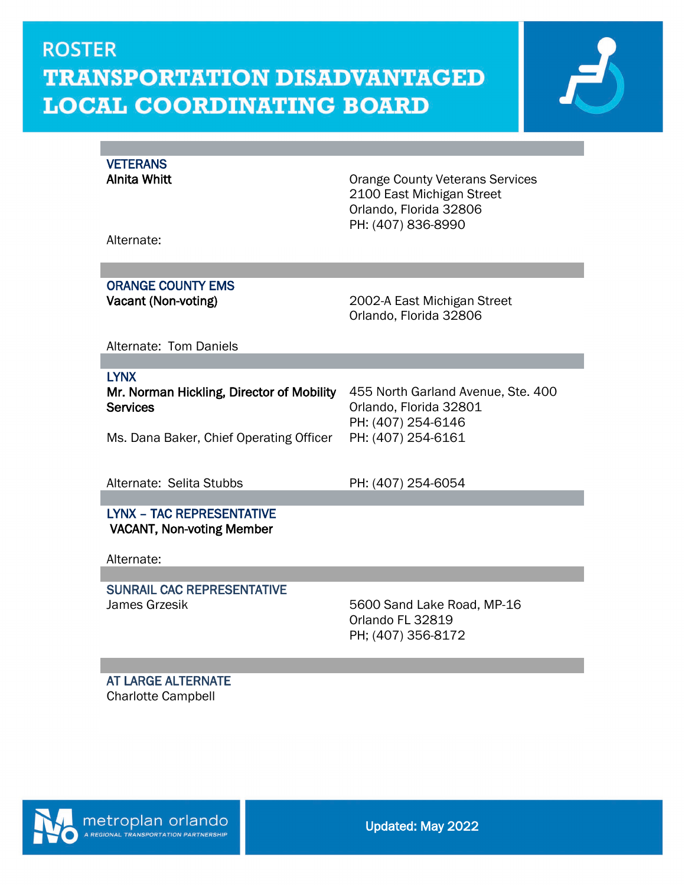# ROSTER
# TRANSPORTATION DISADVANTAGED LOCAL COORDINATING BOARD

### VETERANS

**Alnita Whitt**

Orange County Veterans Services
2100 East Michigan Street
Orlando, Florida 32806
PH: (407) 836-8990

Alternate:

### ORANGE COUNTY EMS

**Vacant (Non-voting)**

2002-A East Michigan Street
Orlando, Florida 32806

Alternate: Tom Daniels

### LYNX

**Mr. Norman Hickling, Director of Mobility Services**

455 North Garland Avenue, Ste. 400
Orlando, Florida 32801
PH: (407) 254-6146

Ms. Dana Baker, Chief Operating Officer
PH: (407) 254-6161

Alternate: Selita Stubbs
PH: (407) 254-6054

### LYNX – TAC REPRESENTATIVE

**VACANT, Non-voting Member**

Alternate:

### SUNRAIL CAC REPRESENTATIVE

James Grzesik

5600 Sand Lake Road, MP-16
Orlando FL 32819
PH; (407) 356-8172

### AT LARGE ALTERNATE

Charlotte Campbell

metroplan orlando
A REGIONAL TRANSPORTATION PARTNERSHIP

Updated: May 2022